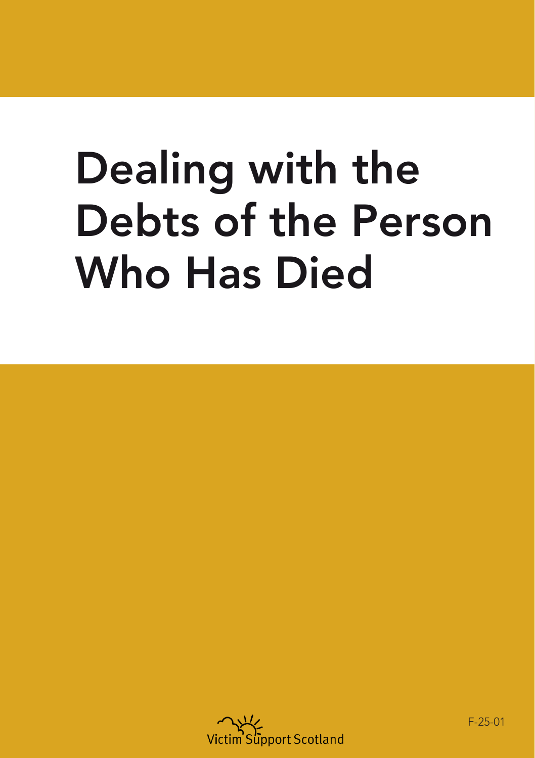# Dealing with the Debts of the Person Who Has Died

Victim Support Scotland

F-25-01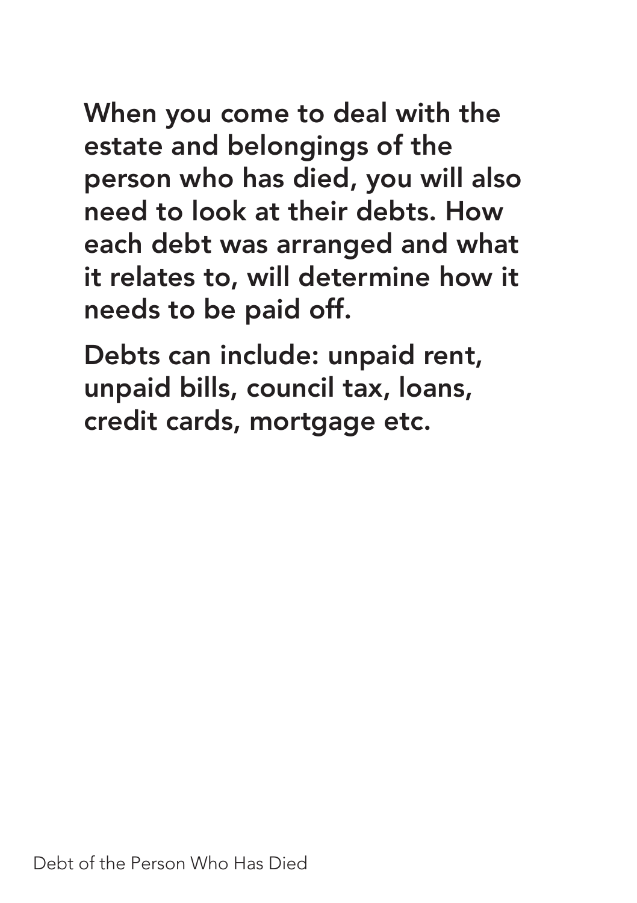**When you come to deal with the estate and belongings of the person who has died, you will also need to look at their debts. How each debt was arranged and what it relates to, will determine how it needs to be paid off.**

**Debts can include: unpaid rent, unpaid bills, council tax, loans, credit cards, mortgage etc.**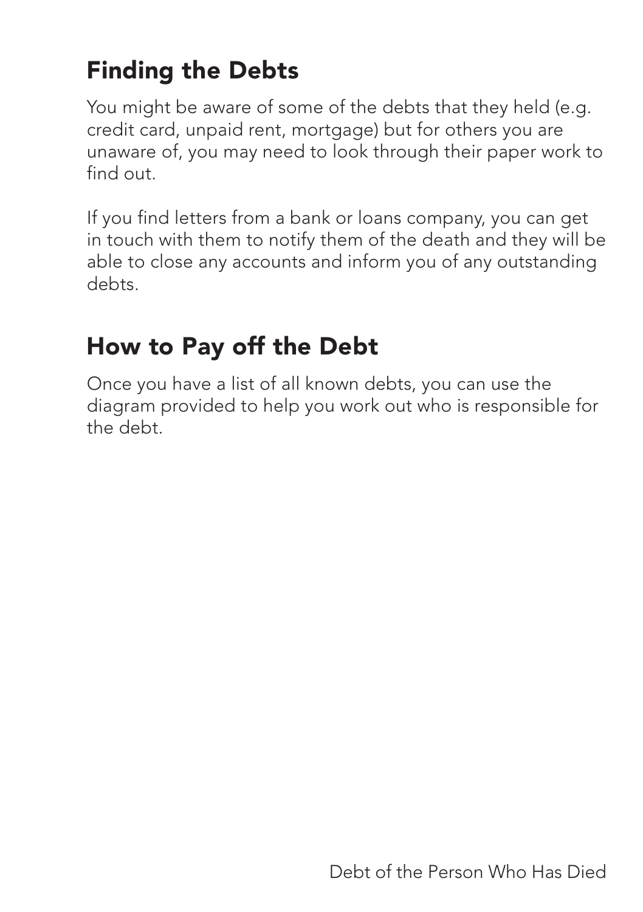## Finding the Debts

You might be aware of some of the debts that they held (e.g. credit card, unpaid rent, mortgage) but for others you are unaware of, you may need to look through their paper work to find out.

If you find letters from a bank or loans company, you can get in touch with them to notify them of the death and they will be able to close any accounts and inform you of any outstanding debts.

## How to Pay off the Debt

Once you have a list of all known debts, you can use the diagram provided to help you work out who is responsible for the debt.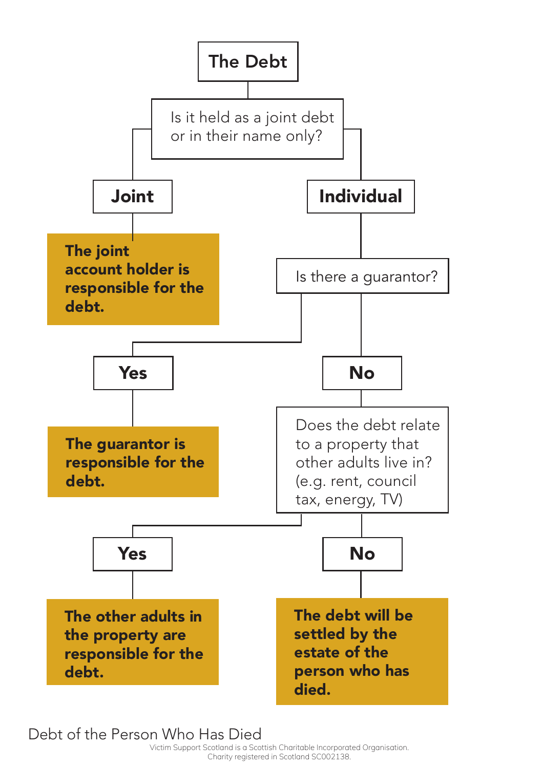# The Debt

Is it held as a joint debt or in their name only?

**Joint**

**The joint account holder is responsible for the debt.**

**Individual**

Is there a guarantor?

**Yes**

**The guarantor is responsible for the debt.**

**No**

Does the debt relate to a property that other adults live in? (e.g. rent, council tax, energy, TV)

**Yes**

**The other adults in the property are responsible for the debt.**

**No**

**The debt will be settled by the estate of the person who has died.**

Debt of the Person Who Has Died

Victim Support Scotland is a Scottish Charitable Incorporated Organisation.
Charity registered in Scotland SC002138.